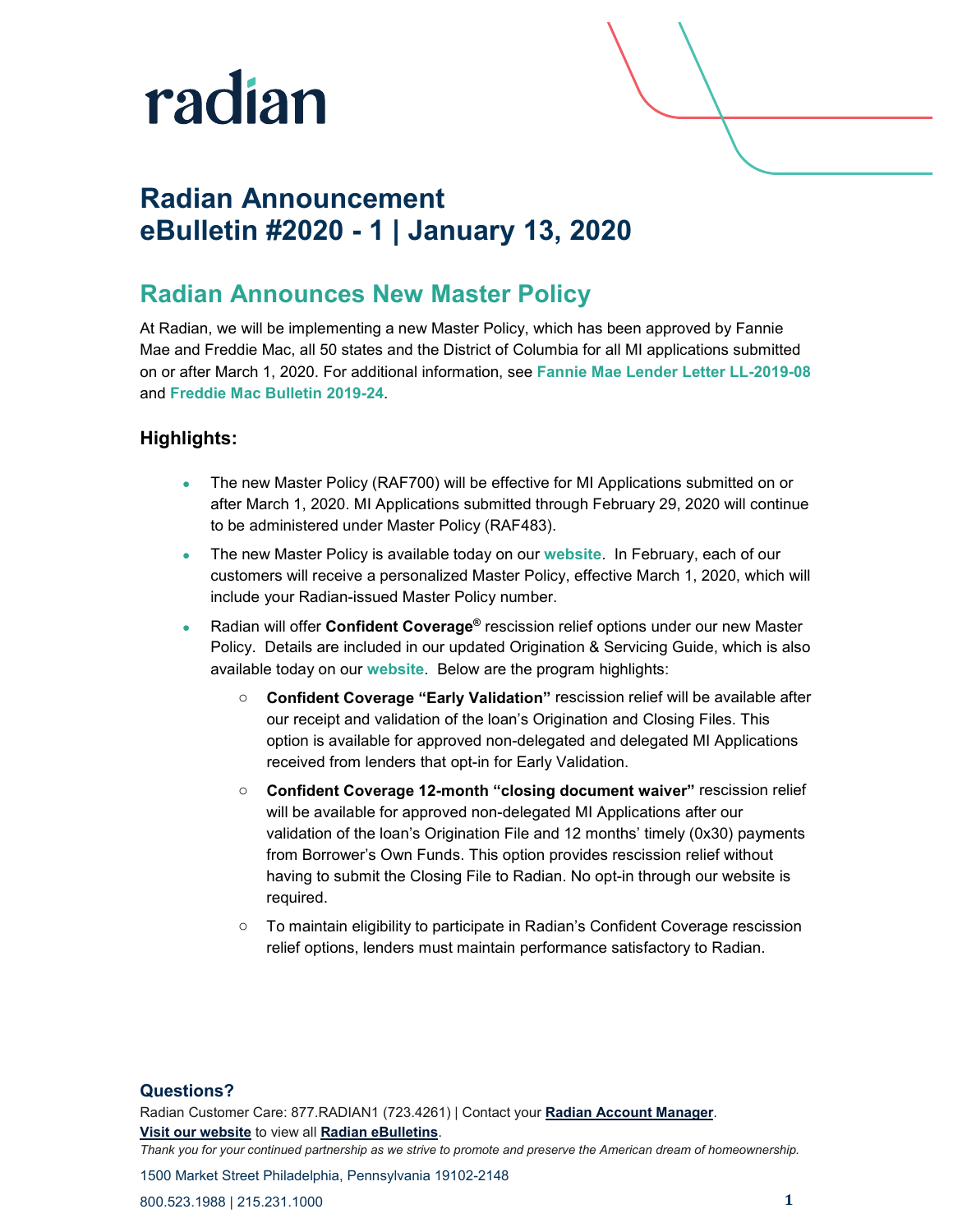radian

# Radian Announcement
# eBulletin #2020 - 1 | January 13, 2020

## Radian Announces New Master Policy

At Radian, we will be implementing a new Master Policy, which has been approved by Fannie Mae and Freddie Mac, all 50 states and the District of Columbia for all MI applications submitted on or after March 1, 2020. For additional information, see **Fannie Mae Lender Letter LL-2019-08** and **Freddie Mac Bulletin 2019-24**.

### Highlights:

- The new Master Policy (RAF700) will be effective for MI Applications submitted on or after March 1, 2020. MI Applications submitted through February 29, 2020 will continue to be administered under Master Policy (RAF483).
- The new Master Policy is available today on our **website**. In February, each of our customers will receive a personalized Master Policy, effective March 1, 2020, which will include your Radian-issued Master Policy number.
- Radian will offer **Confident Coverage®** rescission relief options under our new Master Policy. Details are included in our updated Origination & Servicing Guide, which is also available today on our **website**. Below are the program highlights:
  - **Confident Coverage "Early Validation"** rescission relief will be available after our receipt and validation of the loan's Origination and Closing Files. This option is available for approved non-delegated and delegated MI Applications received from lenders that opt-in for Early Validation.
  - **Confident Coverage 12-month "closing document waiver"** rescission relief will be available for approved non-delegated MI Applications after our validation of the loan's Origination File and 12 months' timely (0x30) payments from Borrower's Own Funds. This option provides rescission relief without having to submit the Closing File to Radian. No opt-in through our website is required.
  - To maintain eligibility to participate in Radian's Confident Coverage rescission relief options, lenders must maintain performance satisfactory to Radian.

### Questions?

Radian Customer Care: 877.RADIAN1 (723.4261) | Contact your **Radian Account Manager**.
**Visit our website** to view all **Radian eBulletins**.
*Thank you for your continued partnership as we strive to promote and preserve the American dream of homeownership.*

1500 Market Street Philadelphia, Pennsylvania 19102-2148

800.523.1988 | 215.231.1000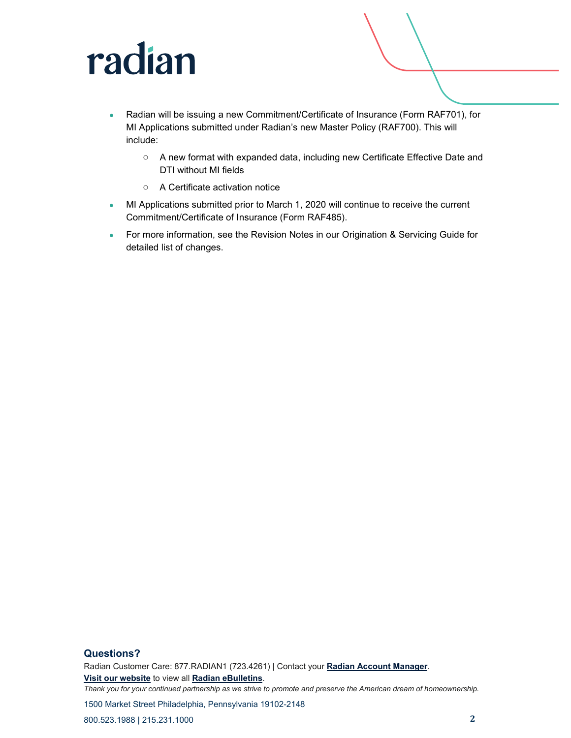- Radian will be issuing a new Commitment/Certificate of Insurance (Form RAF701), for MI Applications submitted under Radian's new Master Policy (RAF700). This will include:
  - A new format with expanded data, including new Certificate Effective Date and DTI without MI fields
  - A Certificate activation notice
- MI Applications submitted prior to March 1, 2020 will continue to receive the current Commitment/Certificate of Insurance (Form RAF485).
- For more information, see the Revision Notes in our Origination & Servicing Guide for detailed list of changes.

### Questions?

Radian Customer Care: 877.RADIAN1 (723.4261) | Contact your **Radian Account Manager**.

**Visit our website** to view all **Radian eBulletins**.

*Thank you for your continued partnership as we strive to promote and preserve the American dream of homeownership.*

1500 Market Street Philadelphia, Pennsylvania 19102-2148

800.523.1988 | 215.231.1000